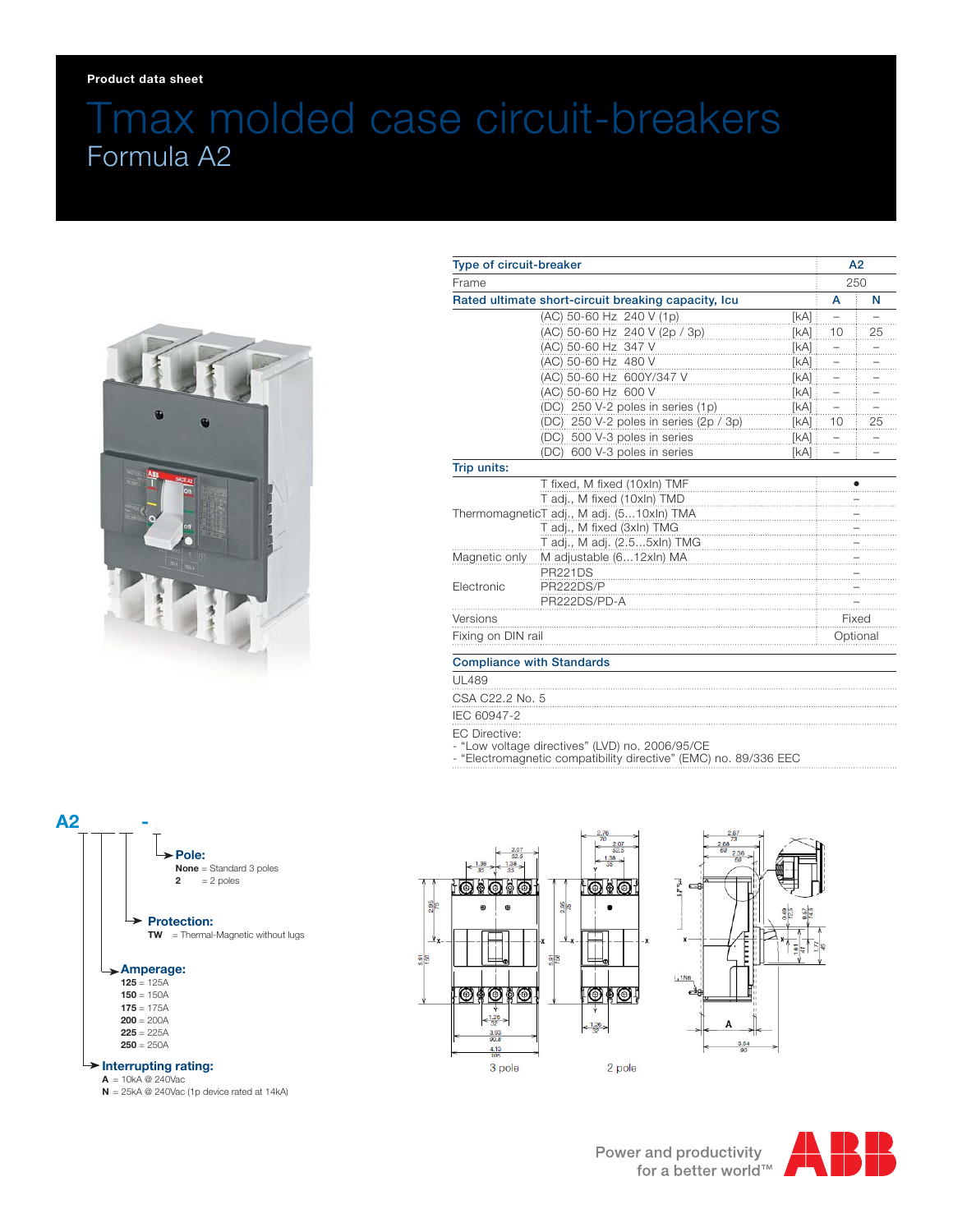Product data sheet

# Tmax molded case circuit-breakers

## Formula A2

| Type of circuit-breaker | | | A2 | |
|---|---|---|---|---|
| Frame | | | 250 | |
| Rated ultimate short-circuit breaking capacity, Icu | | | A | N |
| | (AC) 50-60 Hz 240 V (1p) | [kA] | – | – |
| | (AC) 50-60 Hz 240 V (2p / 3p) | [kA] | 10 | 25 |
| | (AC) 50-60 Hz 347 V | [kA] | – | – |
| | (AC) 50-60 Hz 480 V | [kA] | – | – |
| | (AC) 50-60 Hz 600Y/347 V | [kA] | – | – |
| | (AC) 50-60 Hz 600 V | [kA] | – | – |
| | (DC) 250 V-2 poles in series (1p) | [kA] | – | – |
| | (DC) 250 V-2 poles in series (2p / 3p) | [kA] | 10 | 25 |
| | (DC) 500 V-3 poles in series | [kA] | – | – |
| | (DC) 600 V-3 poles in series | [kA] | – | – |
| Trip units: | | | | |
| | T fixed, M fixed (10xIn) TMF | | • | |
| | T adj., M fixed (10xIn) TMD | | – | |
| Thermomagnetic | T adj., M adj. (5...10xIn) TMA | | – | |
| | T adj., M fixed (3xIn) TMG | | – | |
| | T adj., M adj. (2.5...5xIn) TMG | | – | |
| Magnetic only | M adjustable (6...12xIn) MA | | – | |
| | PR221DS | | – | |
| Electronic | PR222DS/P | | – | |
| | PR222DS/PD-A | | – | |
| Versions | | | Fixed | |
| Fixing on DIN rail | | | Optional | |

**Compliance with Standards**

UL489

CSA C22.2 No. 5

IEC 60947-2

EC Directive:
- "Low voltage directives" (LVD) no. 2006/95/CE
- "Electromagnetic compatibility directive" (EMC) no. 89/336 EEC

**A2 -**

**Pole:**
- **None** = Standard 3 poles
- **2** = 2 poles

**Protection:**
- **TW** = Thermal-Magnetic without lugs

**Amperage:**
- **125** = 125A
- **150** = 150A
- **175** = 175A
- **200** = 200A
- **225** = 225A
- **250** = 250A

**Interrupting rating:**
- **A** = 10kA @ 240Vac
- **N** = 25kA @ 240Vac (1p device rated at 14kA)

3 pole

2 pole

Power and productivity
for a better world™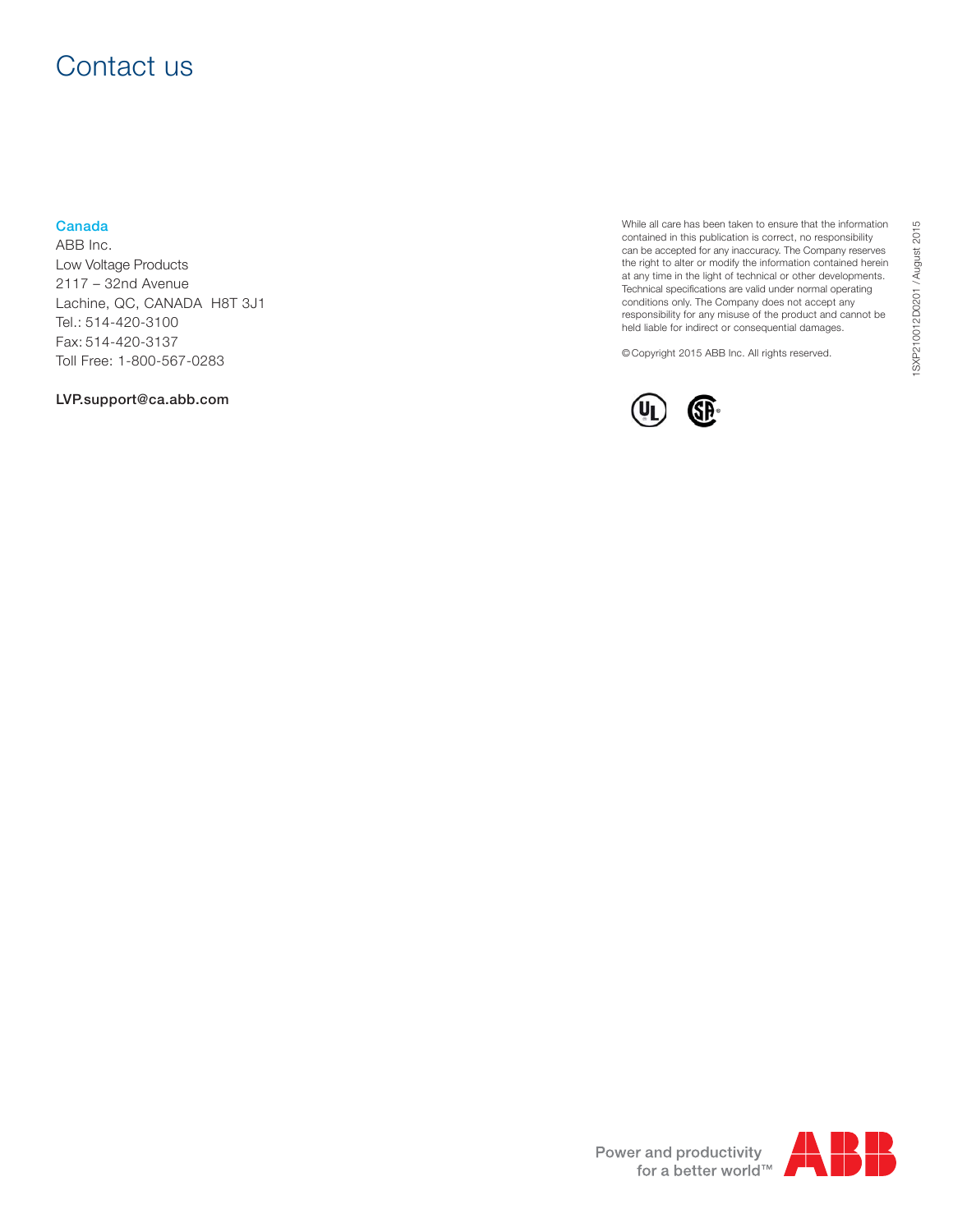# Contact us

**Canada**
ABB Inc.
Low Voltage Products
2117 – 32nd Avenue
Lachine, QC, CANADA H8T 3J1
Tel.: 514-420-3100
Fax: 514-420-3137
Toll Free: 1-800-567-0283

**LVP.support@ca.abb.com**

While all care has been taken to ensure that the information contained in this publication is correct, no responsibility can be accepted for any inaccuracy. The Company reserves the right to alter or modify the information contained herein at any time in the light of technical or other developments. Technical specifications are valid under normal operating conditions only. The Company does not accept any responsibility for any misuse of the product and cannot be held liable for indirect or consequential damages.

© Copyright 2015 ABB Inc. All rights reserved.

1SXP210012D0201 / August 2015

Power and productivity
for a better world™